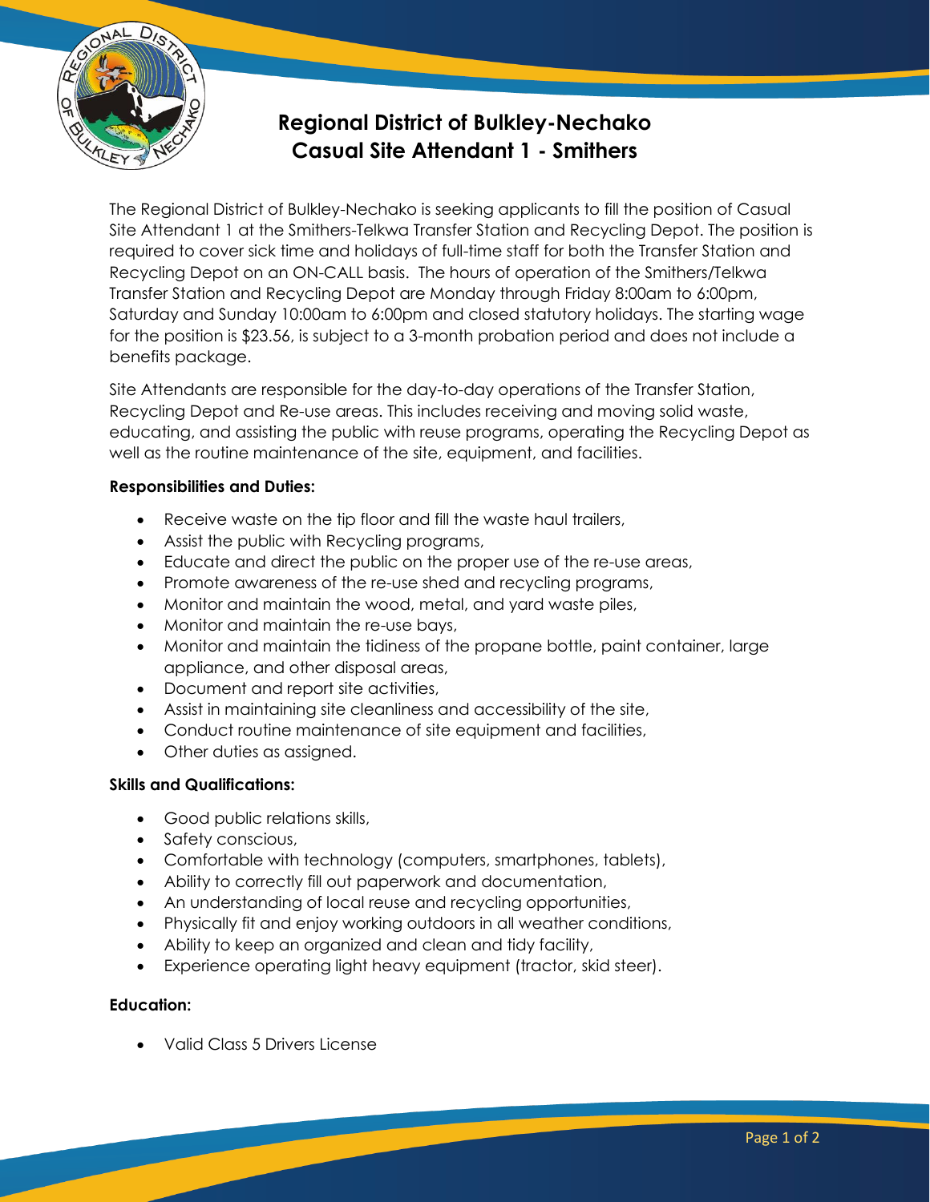# Regional District of Bulkley-Nechako
## Casual Site Attendant 1 - Smithers

The Regional District of Bulkley-Nechako is seeking applicants to fill the position of Casual Site Attendant 1 at the Smithers-Telkwa Transfer Station and Recycling Depot. The position is required to cover sick time and holidays of full-time staff for both the Transfer Station and Recycling Depot on an ON-CALL basis. The hours of operation of the Smithers/Telkwa Transfer Station and Recycling Depot are Monday through Friday 8:00am to 6:00pm, Saturday and Sunday 10:00am to 6:00pm and closed statutory holidays. The starting wage for the position is $23.56, is subject to a 3-month probation period and does not include a benefits package.

Site Attendants are responsible for the day-to-day operations of the Transfer Station, Recycling Depot and Re-use areas. This includes receiving and moving solid waste, educating, and assisting the public with reuse programs, operating the Recycling Depot as well as the routine maintenance of the site, equipment, and facilities.

**Responsibilities and Duties:**

- Receive waste on the tip floor and fill the waste haul trailers,
- Assist the public with Recycling programs,
- Educate and direct the public on the proper use of the re-use areas,
- Promote awareness of the re-use shed and recycling programs,
- Monitor and maintain the wood, metal, and yard waste piles,
- Monitor and maintain the re-use bays,
- Monitor and maintain the tidiness of the propane bottle, paint container, large appliance, and other disposal areas,
- Document and report site activities,
- Assist in maintaining site cleanliness and accessibility of the site,
- Conduct routine maintenance of site equipment and facilities,
- Other duties as assigned.

**Skills and Qualifications:**

- Good public relations skills,
- Safety conscious,
- Comfortable with technology (computers, smartphones, tablets),
- Ability to correctly fill out paperwork and documentation,
- An understanding of local reuse and recycling opportunities,
- Physically fit and enjoy working outdoors in all weather conditions,
- Ability to keep an organized and clean and tidy facility,
- Experience operating light heavy equipment (tractor, skid steer).

**Education:**

- Valid Class 5 Drivers License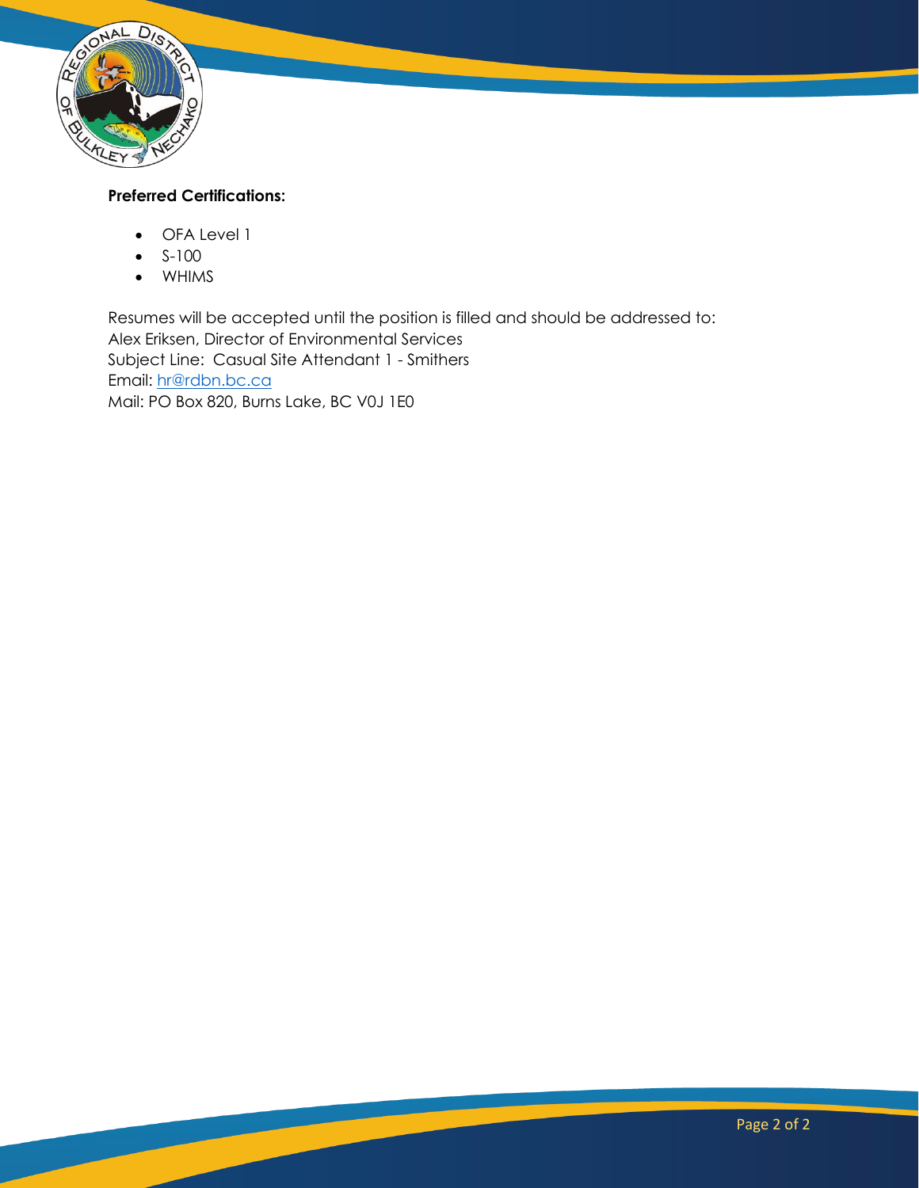**Preferred Certifications:**

- OFA Level 1
- S-100
- WHIMS

Resumes will be accepted until the position is filled and should be addressed to:
Alex Eriksen, Director of Environmental Services
Subject Line: Casual Site Attendant 1 - Smithers
Email: hr@rdbn.bc.ca
Mail: PO Box 820, Burns Lake, BC V0J 1E0